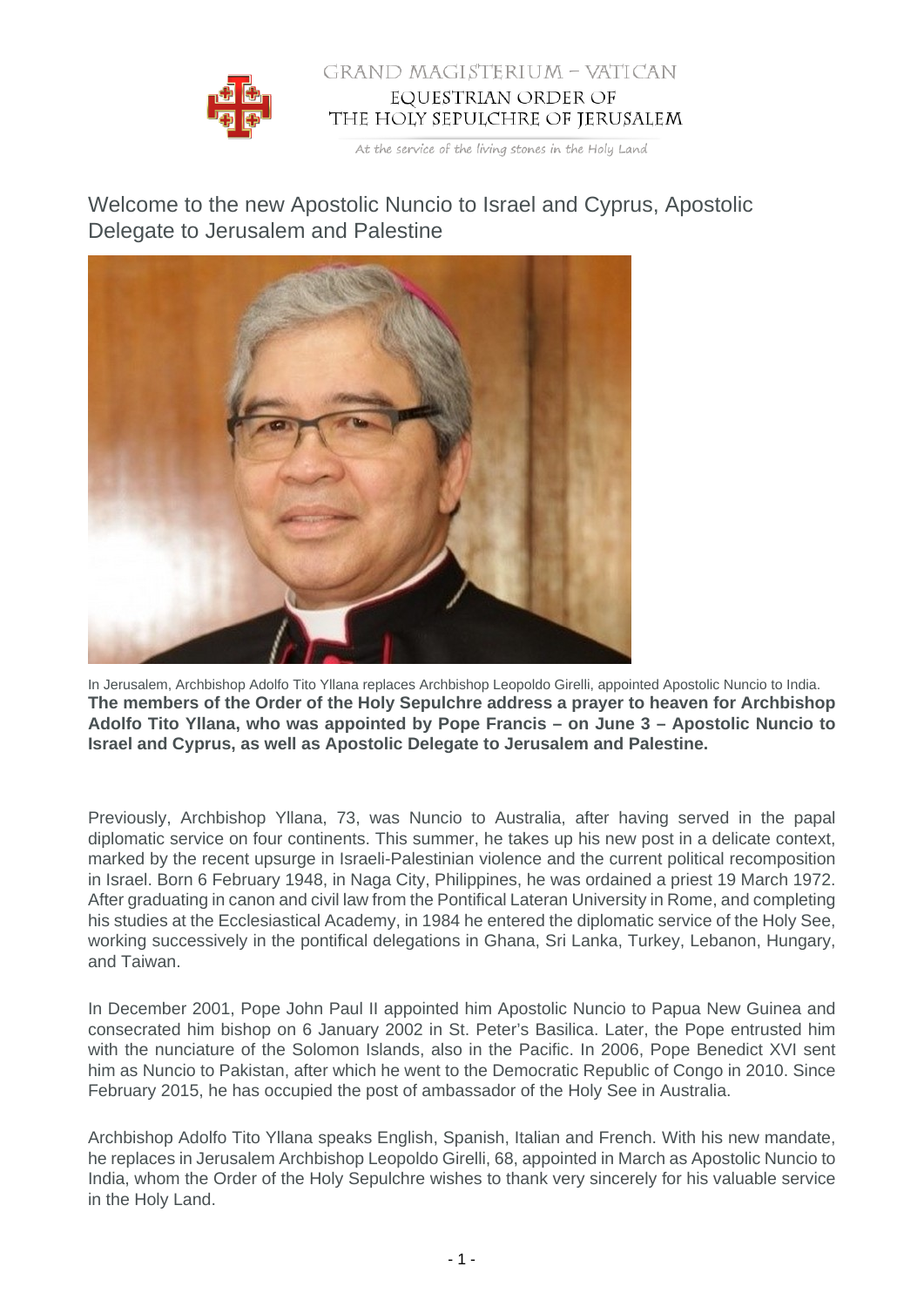GRAND MAGISTERIUM – VATICAN
EQUESTRIAN ORDER OF
THE HOLY SEPULCHRE OF JERUSALEM

At the service of the living stones in the Holy Land

# Welcome to the new Apostolic Nuncio to Israel and Cyprus, Apostolic Delegate to Jerusalem and Palestine

In Jerusalem, Archbishop Adolfo Tito Yllana replaces Archbishop Leopoldo Girelli, appointed Apostolic Nuncio to India.

**The members of the Order of the Holy Sepulchre address a prayer to heaven for Archbishop Adolfo Tito Yllana, who was appointed by Pope Francis – on June 3 – Apostolic Nuncio to Israel and Cyprus, as well as Apostolic Delegate to Jerusalem and Palestine.**

Previously, Archbishop Yllana, 73, was Nuncio to Australia, after having served in the papal diplomatic service on four continents. This summer, he takes up his new post in a delicate context, marked by the recent upsurge in Israeli-Palestinian violence and the current political recomposition in Israel. Born 6 February 1948, in Naga City, Philippines, he was ordained a priest 19 March 1972. After graduating in canon and civil law from the Pontifical Lateran University in Rome, and completing his studies at the Ecclesiastical Academy, in 1984 he entered the diplomatic service of the Holy See, working successively in the pontifical delegations in Ghana, Sri Lanka, Turkey, Lebanon, Hungary, and Taiwan.

In December 2001, Pope John Paul II appointed him Apostolic Nuncio to Papua New Guinea and consecrated him bishop on 6 January 2002 in St. Peter's Basilica. Later, the Pope entrusted him with the nunciature of the Solomon Islands, also in the Pacific. In 2006, Pope Benedict XVI sent him as Nuncio to Pakistan, after which he went to the Democratic Republic of Congo in 2010. Since February 2015, he has occupied the post of ambassador of the Holy See in Australia.

Archbishop Adolfo Tito Yllana speaks English, Spanish, Italian and French. With his new mandate, he replaces in Jerusalem Archbishop Leopoldo Girelli, 68, appointed in March as Apostolic Nuncio to India, whom the Order of the Holy Sepulchre wishes to thank very sincerely for his valuable service in the Holy Land.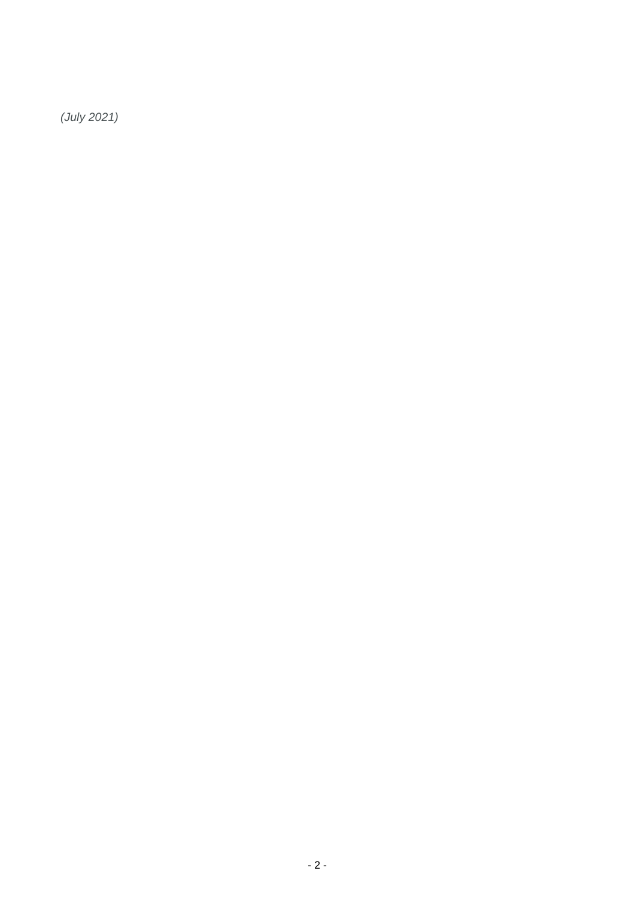*(July 2021)*